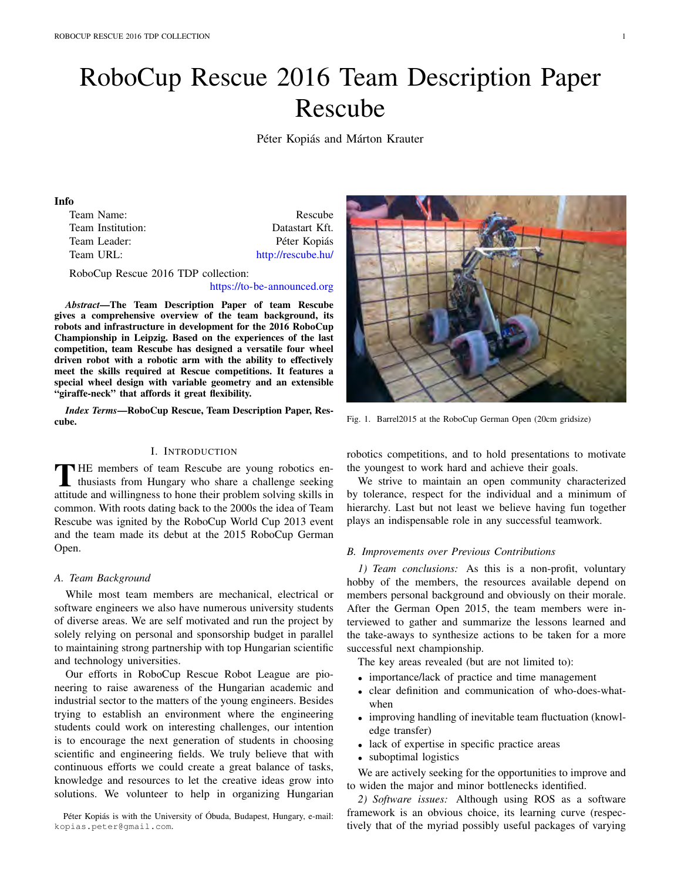# RoboCup Rescue 2016 Team Description Paper Rescube

Péter Kopiás and Márton Krauter

**Info**

| | |
|---|---|
| Team Name: | Rescube |
| Team Institution: | Datastart Kft. |
| Team Leader: | Péter Kopiás |
| Team URL: | http://rescube.hu/ |

RoboCup Rescue 2016 TDP collection:
https://to-be-announced.org

***Abstract*—The Team Description Paper of team Rescube gives a comprehensive overview of the team background, its robots and infrastructure in development for the 2016 RoboCup Championship in Leipzig. Based on the experiences of the last competition, team Rescube has designed a versatile four wheel driven robot with a robotic arm with the ability to effectively meet the skills required at Rescue competitions. It features a special wheel design with variable geometry and an extensible "giraffe-neck" that affords it great flexibility.**

***Index Terms*—RoboCup Rescue, Team Description Paper, Rescube.**

Fig. 1. Barrel2015 at the RoboCup German Open (20cm gridsize)

## I. Introduction

The members of team Rescube are young robotics enthusiasts from Hungary who share a challenge seeking attitude and willingness to hone their problem solving skills in common. With roots dating back to the 2000s the idea of Team Rescube was ignited by the RoboCup World Cup 2013 event and the team made its debut at the 2015 RoboCup German Open.

### A. Team Background

While most team members are mechanical, electrical or software engineers we also have numerous university students of diverse areas. We are self motivated and run the project by solely relying on personal and sponsorship budget in parallel to maintaining strong partnership with top Hungarian scientific and technology universities.

Our efforts in RoboCup Rescue Robot League are pioneering to raise awareness of the Hungarian academic and industrial sector to the matters of the young engineers. Besides trying to establish an environment where the engineering students could work on interesting challenges, our intention is to encourage the next generation of students in choosing scientific and engineering fields. We truly believe that with continuous efforts we could create a great balance of tasks, knowledge and resources to let the creative ideas grow into solutions. We volunteer to help in organizing Hungarian robotics competitions, and to hold presentations to motivate the youngest to work hard and achieve their goals.

We strive to maintain an open community characterized by tolerance, respect for the individual and a minimum of hierarchy. Last but not least we believe having fun together plays an indispensable role in any successful teamwork.

### B. Improvements over Previous Contributions

*1) Team conclusions:* As this is a non-profit, voluntary hobby of the members, the resources available depend on members personal background and obviously on their morale. After the German Open 2015, the team members were interviewed to gather and summarize the lessons learned and the take-aways to synthesize actions to be taken for a more successful next championship.

The key areas revealed (but are not limited to):

- importance/lack of practice and time management
- clear definition and communication of who-does-what-when
- improving handling of inevitable team fluctuation (knowledge transfer)
- lack of expertise in specific practice areas
- suboptimal logistics

We are actively seeking for the opportunities to improve and to widen the major and minor bottlenecks identified.

*2) Software issues:* Although using ROS as a software framework is an obvious choice, its learning curve (respectively that of the myriad possibly useful packages of varying

Péter Kopiás is with the University of Óbuda, Budapest, Hungary, e-mail: kopias.peter@gmail.com.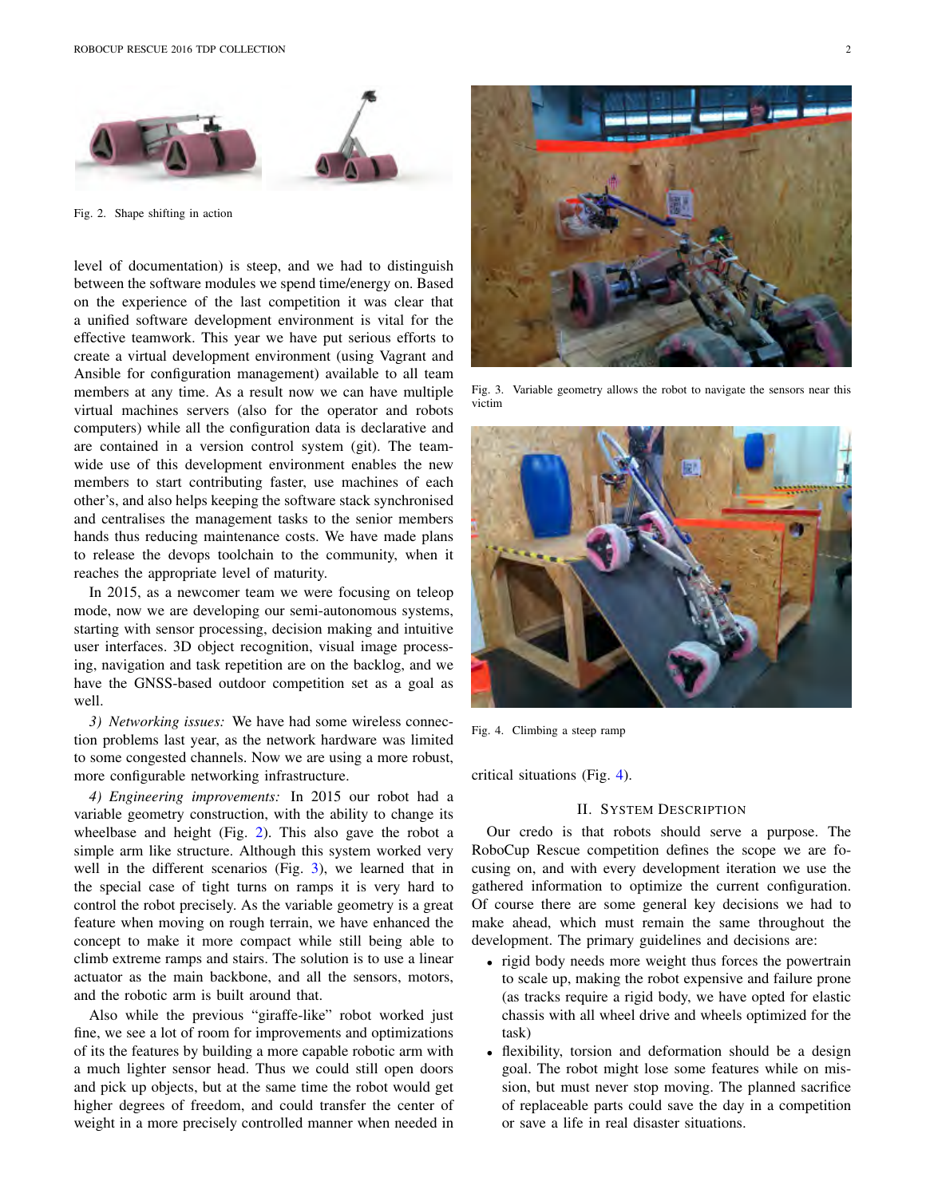Fig. 2. Shape shifting in action

level of documentation) is steep, and we had to distinguish between the software modules we spend time/energy on. Based on the experience of the last competition it was clear that a unified software development environment is vital for the effective teamwork. This year we have put serious efforts to create a virtual development environment (using Vagrant and Ansible for configuration management) available to all team members at any time. As a result now we can have multiple virtual machines servers (also for the operator and robots computers) while all the configuration data is declarative and are contained in a version control system (git). The team-wide use of this development environment enables the new members to start contributing faster, use machines of each other's, and also helps keeping the software stack synchronised and centralises the management tasks to the senior members hands thus reducing maintenance costs. We have made plans to release the devops toolchain to the community, when it reaches the appropriate level of maturity.

In 2015, as a newcomer team we were focusing on teleop mode, now we are developing our semi-autonomous systems, starting with sensor processing, decision making and intuitive user interfaces. 3D object recognition, visual image processing, navigation and task repetition are on the backlog, and we have the GNSS-based outdoor competition set as a goal as well.

*3) Networking issues:* We have had some wireless connection problems last year, as the network hardware was limited to some congested channels. Now we are using a more robust, more configurable networking infrastructure.

*4) Engineering improvements:* In 2015 our robot had a variable geometry construction, with the ability to change its wheelbase and height (Fig. 2). This also gave the robot a simple arm like structure. Although this system worked very well in the different scenarios (Fig. 3), we learned that in the special case of tight turns on ramps it is very hard to control the robot precisely. As the variable geometry is a great feature when moving on rough terrain, we have enhanced the concept to make it more compact while still being able to climb extreme ramps and stairs. The solution is to use a linear actuator as the main backbone, and all the sensors, motors, and the robotic arm is built around that.

Also while the previous "giraffe-like" robot worked just fine, we see a lot of room for improvements and optimizations of its the features by building a more capable robotic arm with a much lighter sensor head. Thus we could still open doors and pick up objects, but at the same time the robot would get higher degrees of freedom, and could transfer the center of weight in a more precisely controlled manner when needed in critical situations (Fig. 4).

Fig. 3. Variable geometry allows the robot to navigate the sensors near this victim

Fig. 4. Climbing a steep ramp

## II. System Description

Our credo is that robots should serve a purpose. The RoboCup Rescue competition defines the scope we are focusing on, and with every development iteration we use the gathered information to optimize the current configuration. Of course there are some general key decisions we had to make ahead, which must remain the same throughout the development. The primary guidelines and decisions are:

- rigid body needs more weight thus forces the powertrain to scale up, making the robot expensive and failure prone (as tracks require a rigid body, we have opted for elastic chassis with all wheel drive and wheels optimized for the task)
- flexibility, torsion and deformation should be a design goal. The robot might lose some features while on mission, but must never stop moving. The planned sacrifice of replaceable parts could save the day in a competition or save a life in real disaster situations.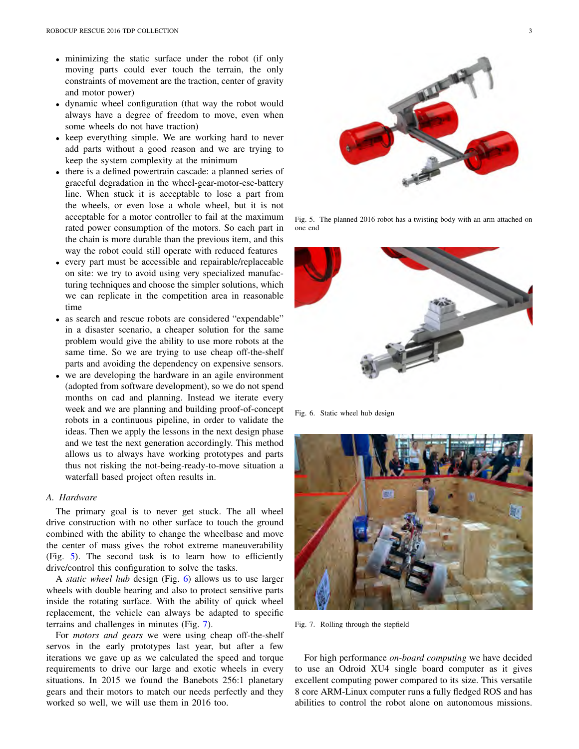- minimizing the static surface under the robot (if only moving parts could ever touch the terrain, the only constraints of movement are the traction, center of gravity and motor power)
- dynamic wheel configuration (that way the robot would always have a degree of freedom to move, even when some wheels do not have traction)
- keep everything simple. We are working hard to never add parts without a good reason and we are trying to keep the system complexity at the minimum
- there is a defined powertrain cascade: a planned series of graceful degradation in the wheel-gear-motor-esc-battery line. When stuck it is acceptable to lose a part from the wheels, or even lose a whole wheel, but it is not acceptable for a motor controller to fail at the maximum rated power consumption of the motors. So each part in the chain is more durable than the previous item, and this way the robot could still operate with reduced features
- every part must be accessible and repairable/replaceable on site: we try to avoid using very specialized manufacturing techniques and choose the simpler solutions, which we can replicate in the competition area in reasonable time
- as search and rescue robots are considered "expendable" in a disaster scenario, a cheaper solution for the same problem would give the ability to use more robots at the same time. So we are trying to use cheap off-the-shelf parts and avoiding the dependency on expensive sensors.
- we are developing the hardware in an agile environment (adopted from software development), so we do not spend months on cad and planning. Instead we iterate every week and we are planning and building proof-of-concept robots in a continuous pipeline, in order to validate the ideas. Then we apply the lessons in the next design phase and we test the next generation accordingly. This method allows us to always have working prototypes and parts thus not risking the not-being-ready-to-move situation a waterfall based project often results in.

### A. Hardware

The primary goal is to never get stuck. The all wheel drive construction with no other surface to touch the ground combined with the ability to change the wheelbase and move the center of mass gives the robot extreme maneuverability (Fig. 5). The second task is to learn how to efficiently drive/control this configuration to solve the tasks.

A *static wheel hub* design (Fig. 6) allows us to use larger wheels with double bearing and also to protect sensitive parts inside the rotating surface. With the ability of quick wheel replacement, the vehicle can always be adapted to specific terrains and challenges in minutes (Fig. 7).

For *motors and gears* we were using cheap off-the-shelf servos in the early prototypes last year, but after a few iterations we gave up as we calculated the speed and torque requirements to drive our large and exotic wheels in every situations. In 2015 we found the Banebots 256:1 planetary gears and their motors to match our needs perfectly and they worked so well, we will use them in 2016 too.

Fig. 5. The planned 2016 robot has a twisting body with an arm attached on one end

Fig. 6. Static wheel hub design

Fig. 7. Rolling through the stepfield

For high performance *on-board computing* we have decided to use an Odroid XU4 single board computer as it gives excellent computing power compared to its size. This versatile 8 core ARM-Linux computer runs a fully fledged ROS and has abilities to control the robot alone on autonomous missions.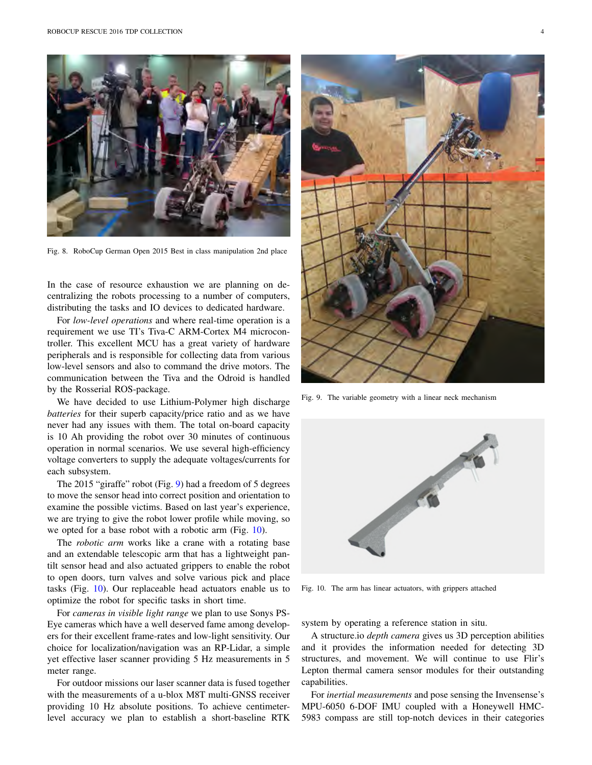Fig. 8. RoboCup German Open 2015 Best in class manipulation 2nd place

In the case of resource exhaustion we are planning on decentralizing the robots processing to a number of computers, distributing the tasks and IO devices to dedicated hardware.

For *low-level operations* and where real-time operation is a requirement we use TI's Tiva-C ARM-Cortex M4 microcontroller. This excellent MCU has a great variety of hardware peripherals and is responsible for collecting data from various low-level sensors and also to command the drive motors. The communication between the Tiva and the Odroid is handled by the Rosserial ROS-package.

We have decided to use Lithium-Polymer high discharge *batteries* for their superb capacity/price ratio and as we have never had any issues with them. The total on-board capacity is 10 Ah providing the robot over 30 minutes of continuous operation in normal scenarios. We use several high-efficiency voltage converters to supply the adequate voltages/currents for each subsystem.

The 2015 "giraffe" robot (Fig. 9) had a freedom of 5 degrees to move the sensor head into correct position and orientation to examine the possible victims. Based on last year's experience, we are trying to give the robot lower profile while moving, so we opted for a base robot with a robotic arm (Fig. 10).

The *robotic arm* works like a crane with a rotating base and an extendable telescopic arm that has a lightweight pan-tilt sensor head and also actuated grippers to enable the robot to open doors, turn valves and solve various pick and place tasks (Fig. 10). Our replaceable head actuators enable us to optimize the robot for specific tasks in short time.

For *cameras in visible light range* we plan to use Sonys PS-Eye cameras which have a well deserved fame among developers for their excellent frame-rates and low-light sensitivity. Our choice for localization/navigation was an RP-Lidar, a simple yet effective laser scanner providing 5 Hz measurements in 5 meter range.

For outdoor missions our laser scanner data is fused together with the measurements of a u-blox M8T multi-GNSS receiver providing 10 Hz absolute positions. To achieve centimeter-level accuracy we plan to establish a short-baseline RTK system by operating a reference station in situ.

Fig. 9. The variable geometry with a linear neck mechanism

Fig. 10. The arm has linear actuators, with grippers attached

A structure.io *depth camera* gives us 3D perception abilities and it provides the information needed for detecting 3D structures, and movement. We will continue to use Flir's Lepton thermal camera sensor modules for their outstanding capabilities.

For *inertial measurements* and pose sensing the Invensense's MPU-6050 6-DOF IMU coupled with a Honeywell HMC-5983 compass are still top-notch devices in their categories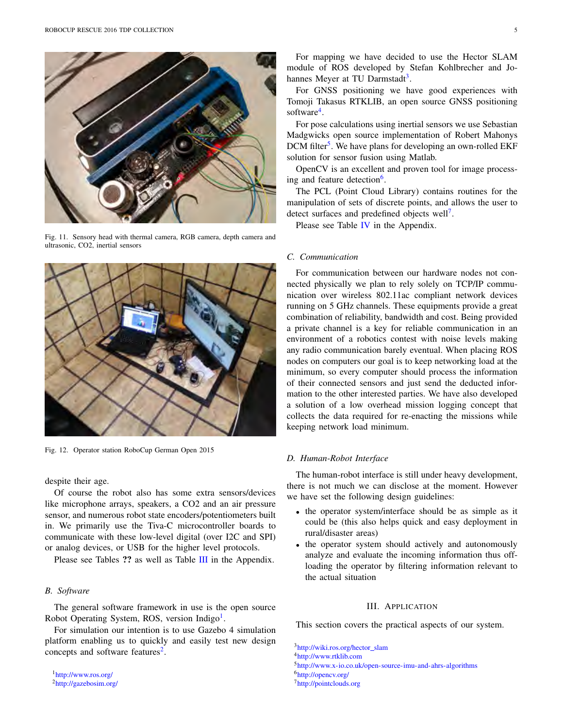Fig. 11. Sensory head with thermal camera, RGB camera, depth camera and ultrasonic, CO2, inertial sensors

Fig. 12. Operator station RoboCup German Open 2015

despite their age.

Of course the robot also has some extra sensors/devices like microphone arrays, speakers, a CO2 and an air pressure sensor, and numerous robot state encoders/potentiometers built in. We primarily use the Tiva-C microcontroller boards to communicate with these low-level digital (over I2C and SPI) or analog devices, or USB for the higher level protocols.

Please see Tables **??** as well as Table III in the Appendix.

### B. Software

The general software framework in use is the open source Robot Operating System, ROS, version Indigo[1].

For simulation our intention is to use Gazebo 4 simulation platform enabling us to quickly and easily test new design concepts and software features[2].

For mapping we have decided to use the Hector SLAM module of ROS developed by Stefan Kohlbrecher and Johannes Meyer at TU Darmstadt[3].

For GNSS positioning we have good experiences with Tomoji Takasus RTKLIB, an open source GNSS positioning software[4].

For pose calculations using inertial sensors we use Sebastian Madgwicks open source implementation of Robert Mahonys DCM filter[5]. We have plans for developing an own-rolled EKF solution for sensor fusion using Matlab.

OpenCV is an excellent and proven tool for image processing and feature detection[6].

The PCL (Point Cloud Library) contains routines for the manipulation of sets of discrete points, and allows the user to detect surfaces and predefined objects well[7].

Please see Table IV in the Appendix.

### C. Communication

For communication between our hardware nodes not connected physically we plan to rely solely on TCP/IP communication over wireless 802.11ac compliant network devices running on 5 GHz channels. These equipments provide a great combination of reliability, bandwidth and cost. Being provided a private channel is a key for reliable communication in an environment of a robotics contest with noise levels making any radio communication barely eventual. When placing ROS nodes on computers our goal is to keep networking load at the minimum, so every computer should process the information of their connected sensors and just send the deducted information to the other interested parties. We have also developed a solution of a low overhead mission logging concept that collects the data required for re-enacting the missions while keeping network load minimum.

### D. Human-Robot Interface

The human-robot interface is still under heavy development, there is not much we can disclose at the moment. However we have set the following design guidelines:

- the operator system/interface should be as simple as it could be (this also helps quick and easy deployment in rural/disaster areas)
- the operator system should actively and autonomously analyze and evaluate the incoming information thus offloading the operator by filtering information relevant to the actual situation

## III. Application

This section covers the practical aspects of our system.

[1] http://www.ros.org/
[2] http://gazebosim.org/
[3] http://wiki.ros.org/hector_slam
[4] http://www.rtklib.com
[5] http://www.x-io.co.uk/open-source-imu-and-ahrs-algorithms
[6] http://opencv.org/
[7] http://pointclouds.org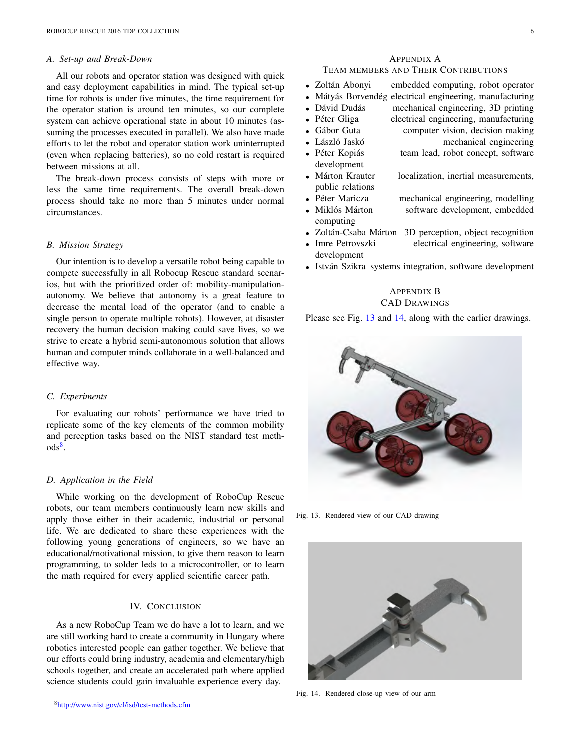### A. Set-up and Break-Down

All our robots and operator station was designed with quick and easy deployment capabilities in mind. The typical set-up time for robots is under five minutes, the time requirement for the operator station is around ten minutes, so our complete system can achieve operational state in about 10 minutes (assuming the processes executed in parallel). We also have made efforts to let the robot and operator station work uninterrupted (even when replacing batteries), so no cold restart is required between missions at all.

The break-down process consists of steps with more or less the same time requirements. The overall break-down process should take no more than 5 minutes under normal circumstances.

### B. Mission Strategy

Our intention is to develop a versatile robot being capable to compete successfully in all Robocup Rescue standard scenarios, but with the prioritized order of: mobility-manipulation-autonomy. We believe that autonomy is a great feature to decrease the mental load of the operator (and to enable a single person to operate multiple robots). However, at disaster recovery the human decision making could save lives, so we strive to create a hybrid semi-autonomous solution that allows human and computer minds collaborate in a well-balanced and effective way.

### C. Experiments

For evaluating our robots' performance we have tried to replicate some of the key elements of the common mobility and perception tasks based on the NIST standard test methods[8].

### D. Application in the Field

While working on the development of RoboCup Rescue robots, our team members continuously learn new skills and apply those either in their academic, industrial or personal life. We are dedicated to share these experiences with the following young generations of engineers, so we have an educational/motivational mission, to give them reason to learn programming, to solder leds to a microcontroller, or to learn the math required for every applied scientific career path.

## IV. Conclusion

As a new RoboCup Team we do have a lot to learn, and we are still working hard to create a community in Hungary where robotics interested people can gather together. We believe that our efforts could bring industry, academia and elementary/high schools together, and create an accelerated path where applied science students could gain invaluable experience every day.

[8] http://www.nist.gov/el/isd/test-methods.cfm

## Appendix A
## Team members and Their Contributions

- Zoltán Abonyi — embedded computing, robot operator
- Mátyás Borvendég — electrical engineering, manufacturing
- Dávid Dudás — mechanical engineering, 3D printing
- Péter Gliga — electrical engineering, manufacturing
- Gábor Guta — computer vision, decision making
- László Jaskó — mechanical engineering
- Péter Kopiás — team lead, robot concept, software development
- Márton Krauter — localization, inertial measurements, public relations
- Péter Maricza — mechanical engineering, modelling
- Miklós Márton — software development, embedded computing
- Zoltán-Csaba Márton — 3D perception, object recognition
- Imre Petrovszki — electrical engineering, software development
- István Szikra — systems integration, software development

## Appendix B
## CAD Drawings

Please see Fig. 13 and 14, along with the earlier drawings.

Fig. 13. Rendered view of our CAD drawing

Fig. 14. Rendered close-up view of our arm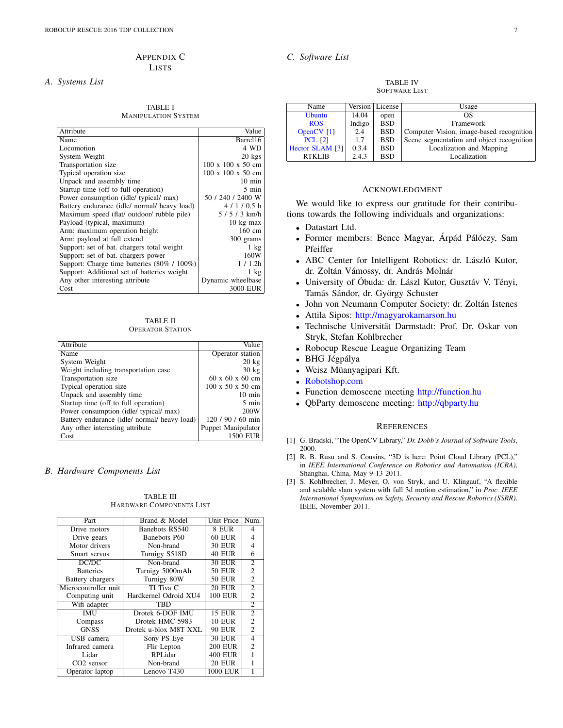# Appendix C
# Lists

## A. Systems List

TABLE I
Manipulation System

| Attribute | Value |
|---|---|
| Name | Barrel16 |
| Locomotion | 4 WD |
| System Weight | 20 kgs |
| Transportation size | 100 x 100 x 50 cm |
| Typical operation size | 100 x 100 x 50 cm |
| Unpack and assembly time | 10 min |
| Startup time (off to full operation) | 5 min |
| Power consumption (idle/ typical/ max) | 50 / 240 / 2400 W |
| Battery endurance (idle/ normal/ heavy load) | 4 / 1 / 0,5 h |
| Maximum speed (flat/ outdoor/ rubble pile) | 5 / 5 / 3 km/h |
| Payload (typical, maximum) | 10 kg max |
| Arm: maximum operation height | 160 cm |
| Arm: payload at full extend | 300 grams |
| Support: set of bat. chargers total weight | 1 kg |
| Support: set of bat. chargers power | 160W |
| Support: Charge time batteries (80% / 100%) | 1 / 1.2h |
| Support: Additional set of batteries weight | 1 kg |
| Any other interesting attribute | Dynamic wheelbase |
| Cost | 3000 EUR |

TABLE II
Operator Station

| Attribute | Value |
|---|---|
| Name | Operator station |
| System Weight | 20 kg |
| Weight including transportation case | 30 kg |
| Transportation size | 60 x 60 x 60 cm |
| Typical operation size | 100 x 50 x 50 cm |
| Unpack and assembly time | 10 min |
| Startup time (off to full operation) | 5 min |
| Power consumption (idle/ typical/ max) | 200W |
| Battery endurance (idle/ normal/ heavy load) | 120 / 90 / 60 min |
| Any other interesting attribute | Puppet Manipulator |
| Cost | 1500 EUR |

## B. Hardware Components List

TABLE III
Hardware Components List

| Part | Brand & Model | Unit Price | Num. |
|---|---|---|---|
| Drive motors | Banebots RS540 | 8 EUR | 4 |
| Drive gears | Banebots P60 | 60 EUR | 4 |
| Motor drivers | Non-brand | 30 EUR | 4 |
| Smart servos | Turnigy S518D | 40 EUR | 6 |
| DC/DC | Non-brand | 30 EUR | 2 |
| Batteries | Turnigy 5000mAh | 50 EUR | 2 |
| Battery chargers | Turnigy 80W | 50 EUR | 2 |
| Microcontroller unit | TI Tiva C | 20 EUR | 2 |
| Computing unit | Hardkernel Odroid XU4 | 100 EUR | 2 |
| Wifi adapter | TBD | | 2 |
| IMU | Drotek 6-DOF IMU | 15 EUR | 2 |
| Compass | Drotek HMC-5983 | 10 EUR | 2 |
| GNSS | Drotek u-blox M8T XXL | 90 EUR | 2 |
| USB camera | Sony PS Eye | 30 EUR | 4 |
| Infrared camera | Flir Lepton | 200 EUR | 2 |
| Lidar | RPLidar | 400 EUR | 1 |
| CO2 sensor | Non-brand | 20 EUR | 1 |
| Operator laptop | Lenovo T430 | 1000 EUR | 1 |

## C. Software List

TABLE IV
Software List

| Name | Version | License | Usage |
|---|---|---|---|
| Ubuntu | 14.04 | open | OS |
| ROS | Indigo | BSD | Framework |
| OpenCV [1] | 2.4 | BSD | Computer Vision, image-based recognition |
| PCL [2] | 1.7 | BSD | Scene segmentation and object recognition |
| Hector SLAM [3] | 0.3.4 | BSD | Localization and Mapping |
| RTKLIB | 2.4.3 | BSD | Localization |

# Acknowledgment

We would like to express our gratitude for their contributions towards the following individuals and organizations:

- Datastart Ltd.
- Former members: Bence Magyar, Árpád Pálóczy, Sam Pfeiffer
- ABC Center for Intelligent Robotics: dr. László Kutor, dr. Zoltán Vámossy, dr. András Molnár
- University of Óbuda: dr. Lászl Kutor, Gusztáv V. Tényi, Tamás Sándor, dr. György Schuster
- John von Neumann Computer Society: dr. Zoltán Istenes
- Attila Sipos: http://magyarokamarson.hu
- Technische Universität Darmstadt: Prof. Dr. Oskar von Stryk, Stefan Kohlbrecher
- Robocup Rescue League Organizing Team
- BHG Jégpálya
- Weisz Müanyagipari Kft.
- Robotshop.com
- Function demoscene meeting http://function.hu
- QbParty demoscene meeting: http://qbparty.hu

# References

[1] G. Bradski, "The OpenCV Library," *Dr. Dobb's Journal of Software Tools*, 2000.

[2] R. B. Rusu and S. Cousins, "3D is here: Point Cloud Library (PCL)," in *IEEE International Conference on Robotics and Automation (ICRA)*, Shanghai, China, May 9-13 2011.

[3] S. Kohlbrecher, J. Meyer, O. von Stryk, and U. Klingauf, "A flexible and scalable slam system with full 3d motion estimation," in *Proc. IEEE International Symposium on Safety, Security and Rescue Robotics (SSRR)*. IEEE, November 2011.